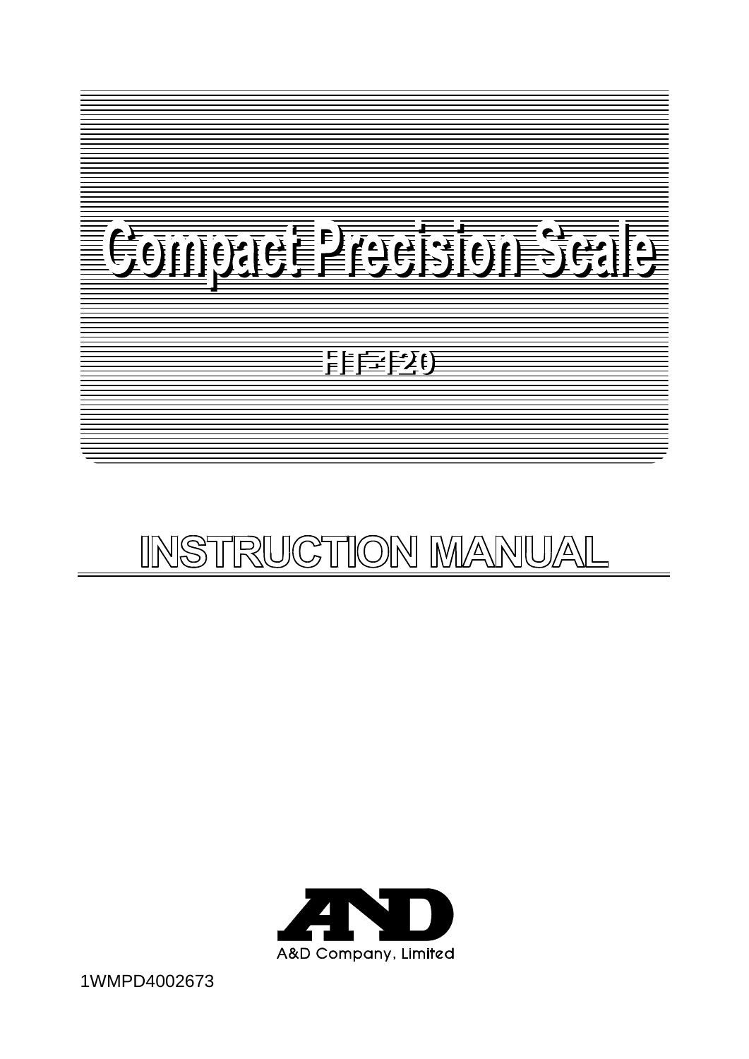# Compact Precision Scale

## HT-120

# INSTRUCTION MANUAL

A&D Company, Limited

1WMPD4002673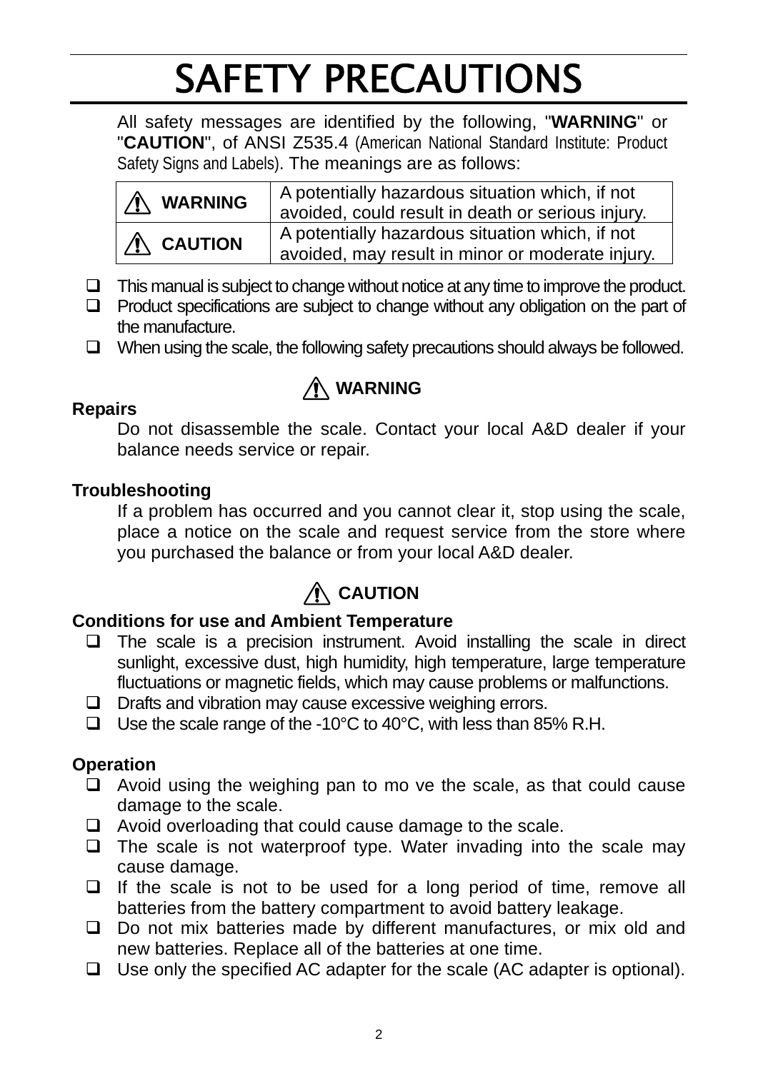# SAFETY PRECAUTIONS

All safety messages are identified by the following, "**WARNING**" or "**CAUTION**", of ANSI Z535.4 (American National Standard Institute: Product Safety Signs and Labels). The meanings are as follows:

| | |
|---|---|
| ⚠ **WARNING** | A potentially hazardous situation which, if not avoided, could result in death or serious injury. |
| ⚠ **CAUTION** | A potentially hazardous situation which, if not avoided, may result in minor or moderate injury. |

- This manual is subject to change without notice at any time to improve the product.
- Product specifications are subject to change without any obligation on the part of the manufacture.
- When using the scale, the following safety precautions should always be followed.

## ⚠ WARNING

**Repairs**

Do not disassemble the scale. Contact your local A&D dealer if your balance needs service or repair.

**Troubleshooting**

If a problem has occurred and you cannot clear it, stop using the scale, place a notice on the scale and request service from the store where you purchased the balance or from your local A&D dealer.

## ⚠ CAUTION

**Conditions for use and Ambient Temperature**

- The scale is a precision instrument. Avoid installing the scale in direct sunlight, excessive dust, high humidity, high temperature, large temperature fluctuations or magnetic fields, which may cause problems or malfunctions.
- Drafts and vibration may cause excessive weighing errors.
- Use the scale range of the -10°C to 40°C, with less than 85% R.H.

**Operation**

- Avoid using the weighing pan to mo ve the scale, as that could cause damage to the scale.
- Avoid overloading that could cause damage to the scale.
- The scale is not waterproof type. Water invading into the scale may cause damage.
- If the scale is not to be used for a long period of time, remove all batteries from the battery compartment to avoid battery leakage.
- Do not mix batteries made by different manufactures, or mix old and new batteries. Replace all of the batteries at one time.
- Use only the specified AC adapter for the scale (AC adapter is optional).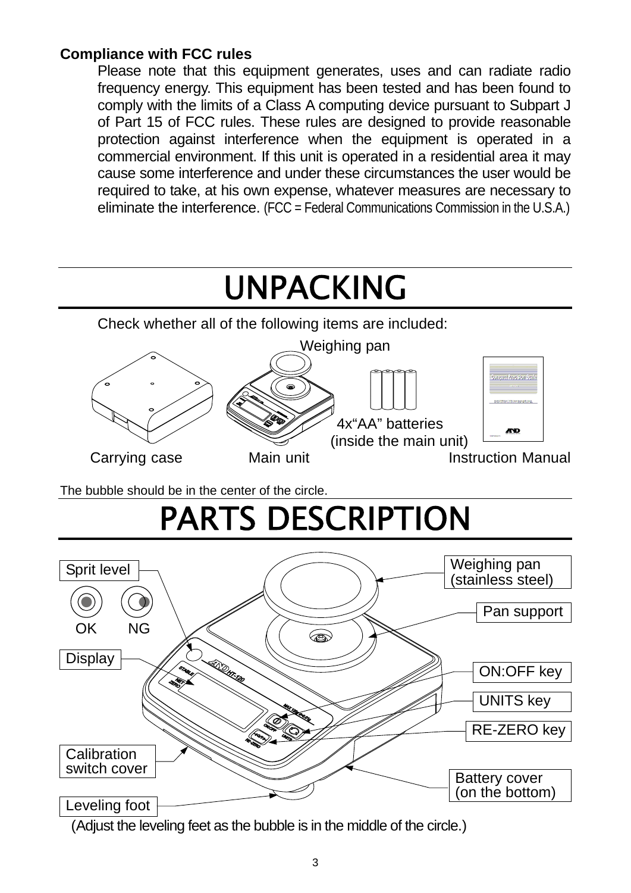**Compliance with FCC rules**

Please note that this equipment generates, uses and can radiate radio frequency energy. This equipment has been tested and has been found to comply with the limits of a Class A computing device pursuant to Subpart J of Part 15 of FCC rules. These rules are designed to provide reasonable protection against interference when the equipment is operated in a commercial environment. If this unit is operated in a residential area it may cause some interference and under these circumstances the user would be required to take, at his own expense, whatever measures are necessary to eliminate the interference. (FCC = Federal Communications Commission in the U.S.A.)

# UNPACKING

Check whether all of the following items are included:

Weighing pan

4x"AA" batteries (inside the main unit)

Carrying case

Main unit

Instruction Manual

The bubble should be in the center of the circle.

# PARTS DESCRIPTION

Sprit level

OK NG

Display

Calibration switch cover

Leveling foot

Weighing pan (stainless steel)

Pan support

ON:OFF key

UNITS key

RE-ZERO key

Battery cover (on the bottom)

(Adjust the leveling feet as the bubble is in the middle of the circle.)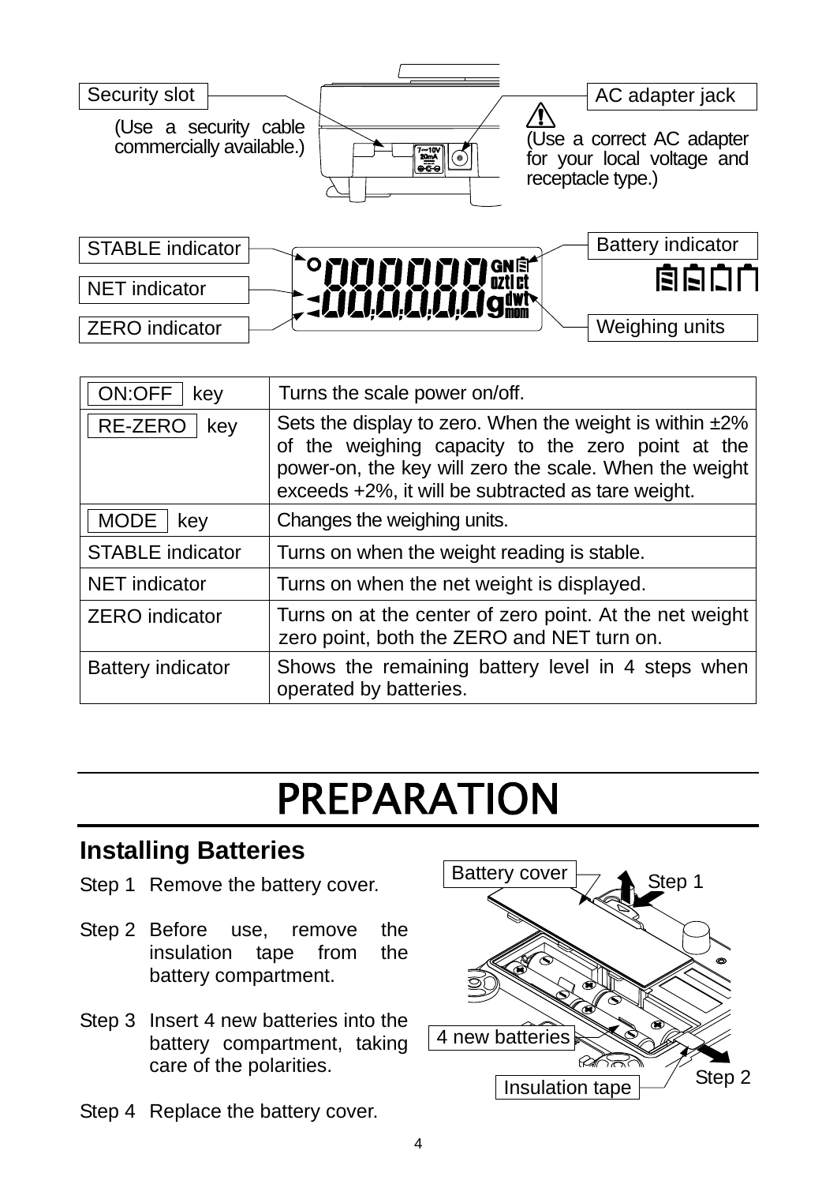Security slot

(Use a security cable commercially available.)

AC adapter jack

(Use a correct AC adapter for your local voltage and receptacle type.)

STABLE indicator

NET indicator

ZERO indicator

Battery indicator

Weighing units

| ON:OFF key | Turns the scale power on/off. |
|---|---|
| RE-ZERO key | Sets the display to zero. When the weight is within ±2% of the weighing capacity to the zero point at the power-on, the key will zero the scale. When the weight exceeds +2%, it will be subtracted as tare weight. |
| MODE key | Changes the weighing units. |
| STABLE indicator | Turns on when the weight reading is stable. |
| NET indicator | Turns on when the net weight is displayed. |
| ZERO indicator | Turns on at the center of zero point. At the net weight zero point, both the ZERO and NET turn on. |
| Battery indicator | Shows the remaining battery level in 4 steps when operated by batteries. |

# PREPARATION

## Installing Batteries

Step 1 Remove the battery cover.

Step 2 Before use, remove the insulation tape from the battery compartment.

Step 3 Insert 4 new batteries into the battery compartment, taking care of the polarities.

Step 4 Replace the battery cover.

Battery cover

Step 1

4 new batteries

Insulation tape

Step 2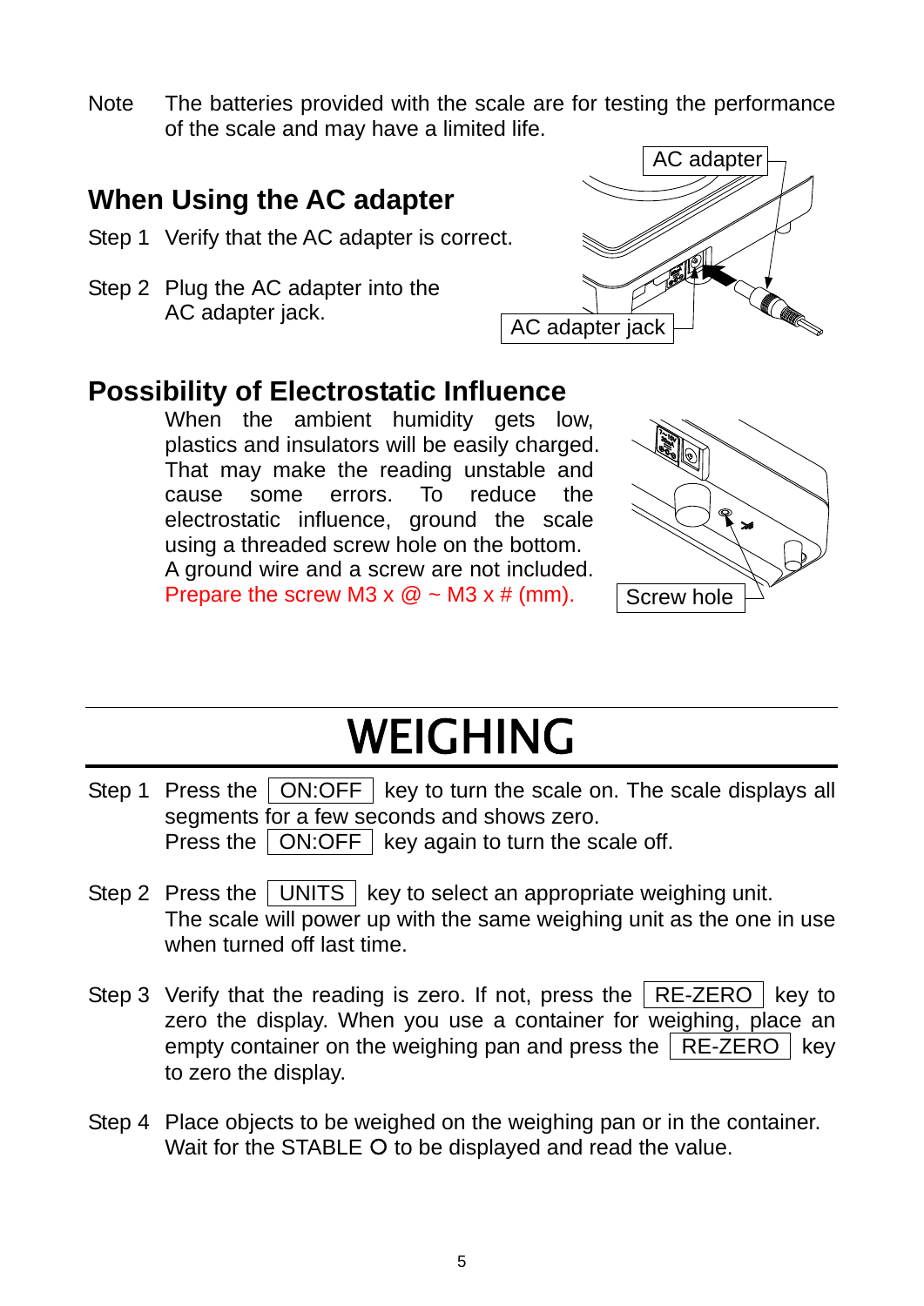Note The batteries provided with the scale are for testing the performance of the scale and may have a limited life.

## When Using the AC adapter

Step 1 Verify that the AC adapter is correct.

Step 2 Plug the AC adapter into the AC adapter jack.

AC adapter

AC adapter jack

## Possibility of Electrostatic Influence

When the ambient humidity gets low, plastics and insulators will be easily charged. That may make the reading unstable and cause some errors. To reduce the electrostatic influence, ground the scale using a threaded screw hole on the bottom. A ground wire and a screw are not included. Prepare the screw M3 x @ ~ M3 x # (mm).

Screw hole

# WEIGHING

Step 1 Press the ON:OFF key to turn the scale on. The scale displays all segments for a few seconds and shows zero.
Press the ON:OFF key again to turn the scale off.

Step 2 Press the UNITS key to select an appropriate weighing unit.
The scale will power up with the same weighing unit as the one in use when turned off last time.

Step 3 Verify that the reading is zero. If not, press the RE-ZERO key to zero the display. When you use a container for weighing, place an empty container on the weighing pan and press the RE-ZERO key to zero the display.

Step 4 Place objects to be weighed on the weighing pan or in the container.
Wait for the STABLE O to be displayed and read the value.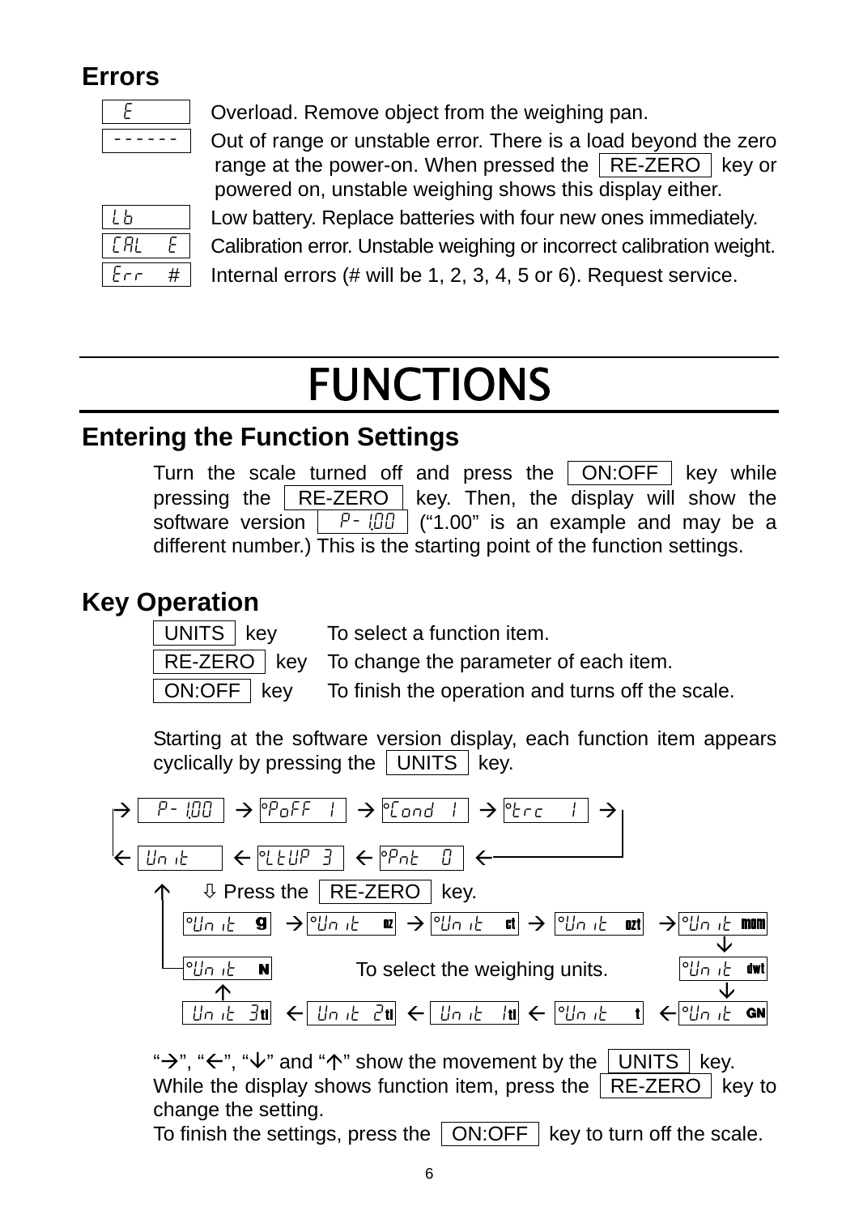## Errors

| Display | Description |
|---|---|
| E | Overload. Remove object from the weighing pan. |
| ------ | Out of range or unstable error. There is a load beyond the zero range at the power-on. When pressed the RE-ZERO key or powered on, unstable weighing shows this display either. |
| Lb | Low battery. Replace batteries with four new ones immediately. |
| CAL E | Calibration error. Unstable weighing or incorrect calibration weight. |
| Err # | Internal errors (# will be 1, 2, 3, 4, 5 or 6). Request service. |

# FUNCTIONS

## Entering the Function Settings

Turn the scale turned off and press the ON:OFF key while pressing the RE-ZERO key. Then, the display will show the software version P- 1.00 ("1.00" is an example and may be a different number.) This is the starting point of the function settings.

## Key Operation

| Key | Function |
|---|---|
| UNITS key | To select a function item. |
| RE-ZERO key | To change the parameter of each item. |
| ON:OFF key | To finish the operation and turns off the scale. |

Starting at the software version display, each function item appears cyclically by pressing the UNITS key.

→ P- 1.00 → °PoFF 1 → °Cond 1 → °trc 1 →
← Unit ← °LtUP 3 ← °Pnt 0 ←

⇩ Press the RE-ZERO key.

°Unit g → °Unit oz → °Unit ct → °Unit ozt → °Unit mom ↓ °Unit dwt ↓ °Unit GN → °Unit t → Unit 1tl → Unit 2tl → Unit 3tl → °Unit N → (back to Unit)

To select the weighing units.

"→", "←", "↓" and "↑" show the movement by the UNITS key.
While the display shows function item, press the RE-ZERO key to change the setting.
To finish the settings, press the ON:OFF key to turn off the scale.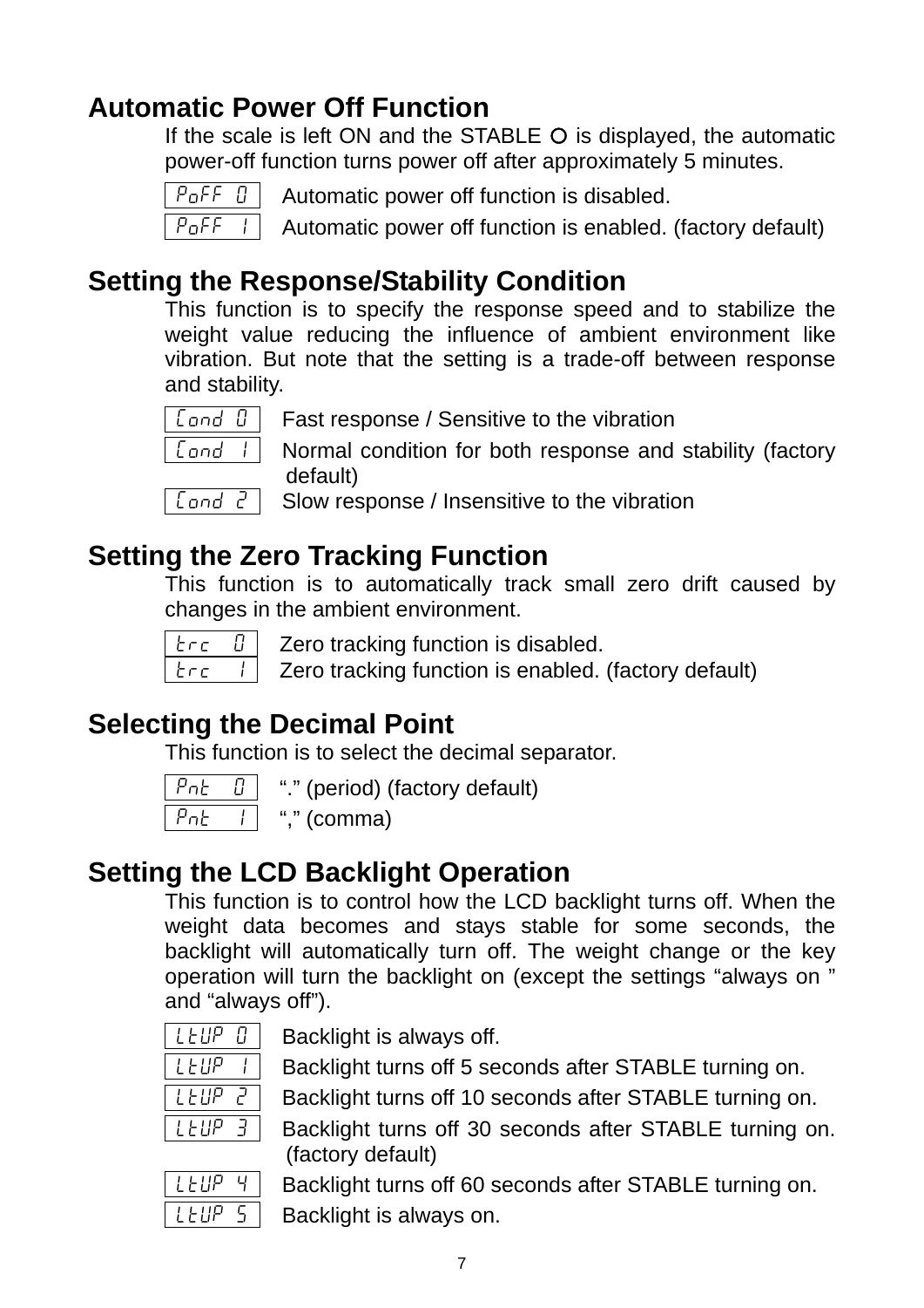## Automatic Power Off Function

If the scale is left ON and the STABLE ○ is displayed, the automatic power-off function turns power off after approximately 5 minutes.

| | |
|---|---|
| PoFF 0 | Automatic power off function is disabled. |
| PoFF 1 | Automatic power off function is enabled. (factory default) |

## Setting the Response/Stability Condition

This function is to specify the response speed and to stabilize the weight value reducing the influence of ambient environment like vibration. But note that the setting is a trade-off between response and stability.

| | |
|---|---|
| Cond 0 | Fast response / Sensitive to the vibration |
| Cond 1 | Normal condition for both response and stability (factory default) |
| Cond 2 | Slow response / Insensitive to the vibration |

## Setting the Zero Tracking Function

This function is to automatically track small zero drift caused by changes in the ambient environment.

| | |
|---|---|
| trc 0 | Zero tracking function is disabled. |
| trc 1 | Zero tracking function is enabled. (factory default) |

## Selecting the Decimal Point

This function is to select the decimal separator.

| | |
|---|---|
| Pnt 0 | "." (period) (factory default) |
| Pnt 1 | "," (comma) |

## Setting the LCD Backlight Operation

This function is to control how the LCD backlight turns off. When the weight data becomes and stays stable for some seconds, the backlight will automatically turn off. The weight change or the key operation will turn the backlight on (except the settings "always on " and "always off").

| | |
|---|---|
| LtUP 0 | Backlight is always off. |
| LtUP 1 | Backlight turns off 5 seconds after STABLE turning on. |
| LtUP 2 | Backlight turns off 10 seconds after STABLE turning on. |
| LtUP 3 | Backlight turns off 30 seconds after STABLE turning on. (factory default) |
| LtUP 4 | Backlight turns off 60 seconds after STABLE turning on. |
| LtUP 5 | Backlight is always on. |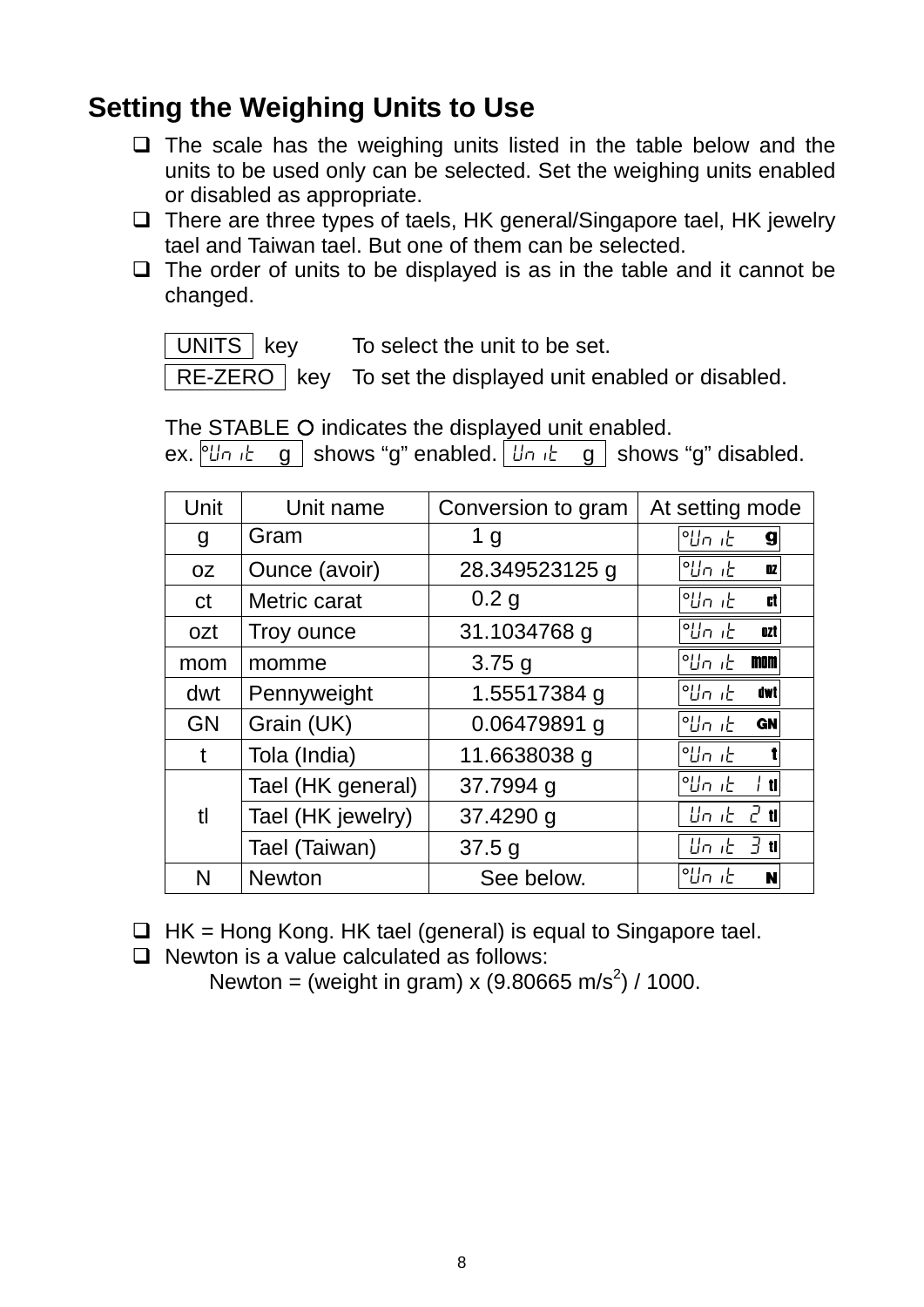## Setting the Weighing Units to Use

- The scale has the weighing units listed in the table below and the units to be used only can be selected. Set the weighing units enabled or disabled as appropriate.
- There are three types of taels, HK general/Singapore tael, HK jewelry tael and Taiwan tael. But one of them can be selected.
- The order of units to be displayed is as in the table and it cannot be changed.

UNITS key To select the unit to be set.

RE-ZERO key To set the displayed unit enabled or disabled.

The STABLE ○ indicates the displayed unit enabled.

ex. °Unit g shows "g" enabled. Unit g shows "g" disabled.

| Unit | Unit name | Conversion to gram | At setting mode |
|---|---|---|---|
| g | Gram | 1 g | °Unit g |
| oz | Ounce (avoir) | 28.349523125 g | °Unit oz |
| ct | Metric carat | 0.2 g | °Unit ct |
| ozt | Troy ounce | 31.1034768 g | °Unit ozt |
| mom | momme | 3.75 g | °Unit mom |
| dwt | Pennyweight | 1.55517384 g | °Unit dwt |
| GN | Grain (UK) | 0.06479891 g | °Unit GN |
| t | Tola (India) | 11.6638038 g | °Unit t |
| tl | Tael (HK general) | 37.7994 g | °Unit 1 tl |
| | Tael (HK jewelry) | 37.4290 g | Unit 2 tl |
| | Tael (Taiwan) | 37.5 g | Unit 3 tl |
| N | Newton | See below. | °Unit N |

- HK = Hong Kong. HK tael (general) is equal to Singapore tael.
- Newton is a value calculated as follows:

  Newton = (weight in gram) x (9.80665 $m/s^2$) / 1000.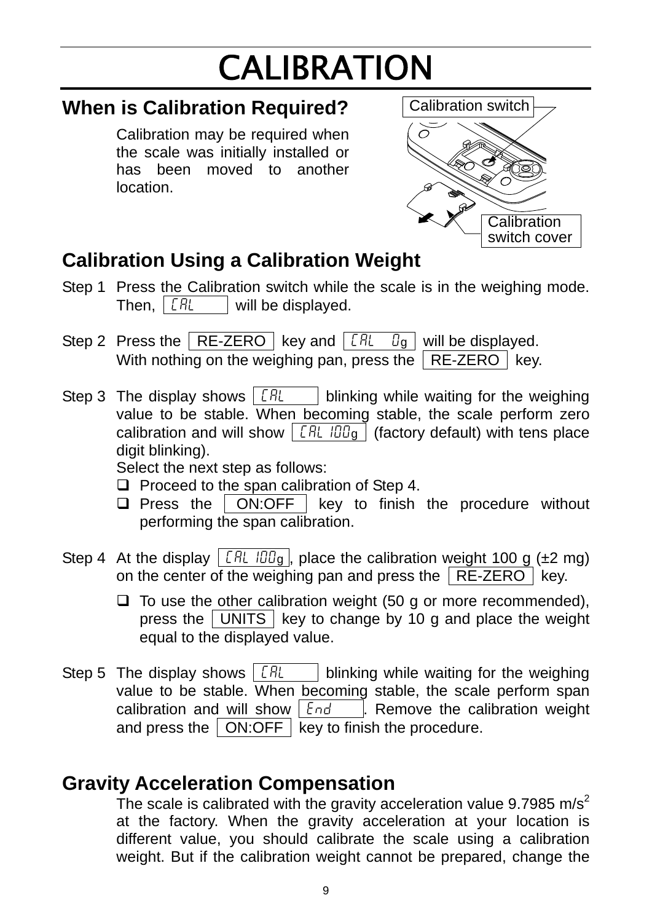# CALIBRATION

## When is Calibration Required?

Calibration may be required when the scale was initially installed or has been moved to another location.

Calibration switch

Calibration switch cover

## Calibration Using a Calibration Weight

Step 1 Press the Calibration switch while the scale is in the weighing mode. Then, `CAL` will be displayed.

Step 2 Press the `RE-ZERO` key and `CAL 0g` will be displayed.
With nothing on the weighing pan, press the `RE-ZERO` key.

Step 3 The display shows `CAL` blinking while waiting for the weighing value to be stable. When becoming stable, the scale perform zero calibration and will show `CAL 100g` (factory default) with tens place digit blinking).
Select the next step as follows:

- ❑ Proceed to the span calibration of Step 4.
- ❑ Press the `ON:OFF` key to finish the procedure without performing the span calibration.

Step 4 At the display `CAL 100g`, place the calibration weight 100 g (±2 mg) on the center of the weighing pan and press the `RE-ZERO` key.

- ❑ To use the other calibration weight (50 g or more recommended), press the `UNITS` key to change by 10 g and place the weight equal to the displayed value.

Step 5 The display shows `CAL` blinking while waiting for the weighing value to be stable. When becoming stable, the scale perform span calibration and will show `End`. Remove the calibration weight and press the `ON:OFF` key to finish the procedure.

## Gravity Acceleration Compensation

The scale is calibrated with the gravity acceleration value 9.7985 $m/s^2$ at the factory. When the gravity acceleration at your location is different value, you should calibrate the scale using a calibration weight. But if the calibration weight cannot be prepared, change the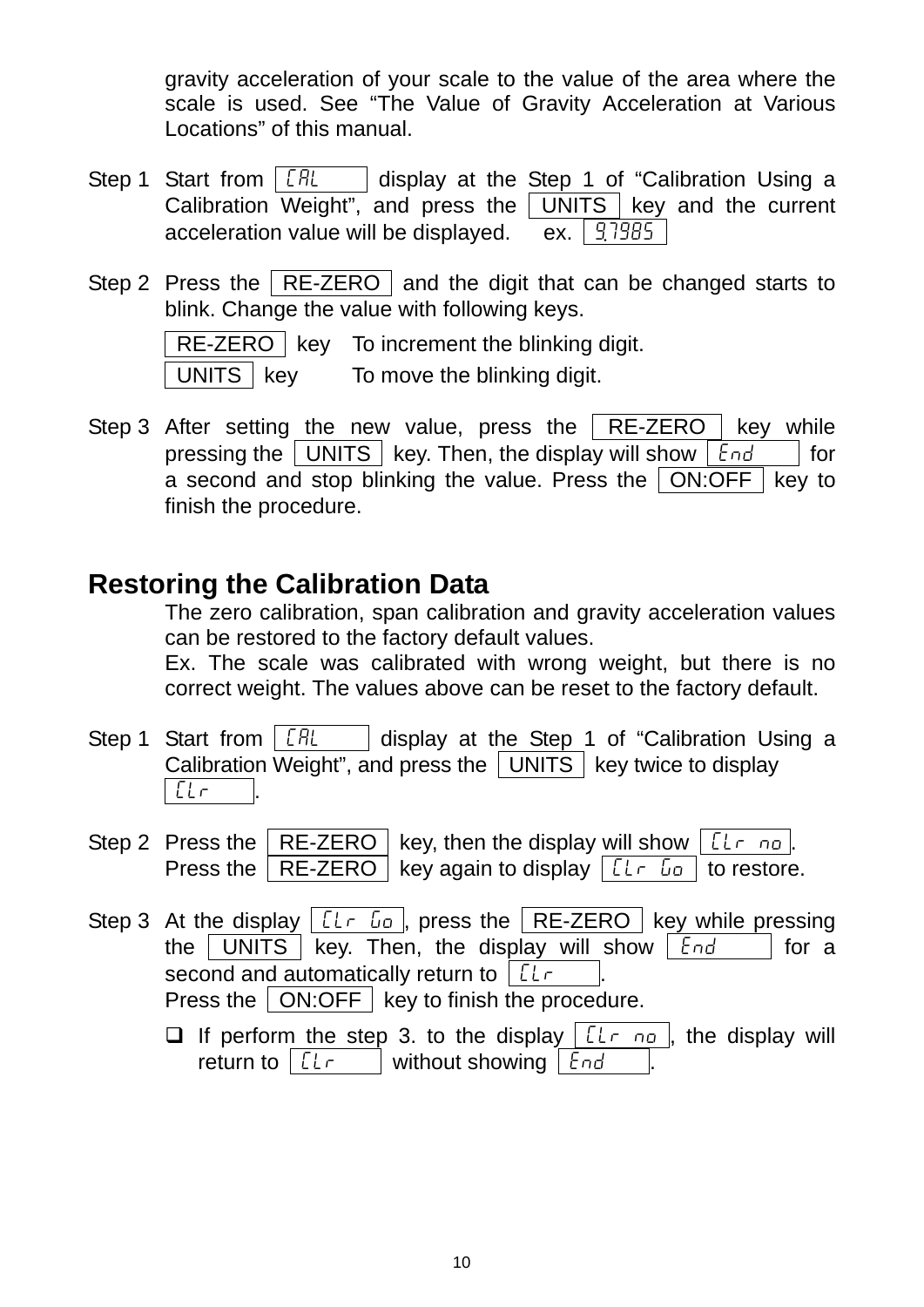gravity acceleration of your scale to the value of the area where the scale is used. See "The Value of Gravity Acceleration at Various Locations" of this manual.

Step 1 Start from `CAL` display at the Step 1 of "Calibration Using a Calibration Weight", and press the `UNITS` key and the current acceleration value will be displayed. ex. `9.7985`

Step 2 Press the `RE-ZERO` and the digit that can be changed starts to blink. Change the value with following keys.

`RE-ZERO` key — To increment the blinking digit.

`UNITS` key — To move the blinking digit.

Step 3 After setting the new value, press the `RE-ZERO` key while pressing the `UNITS` key. Then, the display will show `End` for a second and stop blinking the value. Press the `ON:OFF` key to finish the procedure.

## Restoring the Calibration Data

The zero calibration, span calibration and gravity acceleration values can be restored to the factory default values.

Ex. The scale was calibrated with wrong weight, but there is no correct weight. The values above can be reset to the factory default.

Step 1 Start from `CAL` display at the Step 1 of "Calibration Using a Calibration Weight", and press the `UNITS` key twice to display `CLr`.

Step 2 Press the `RE-ZERO` key, then the display will show `CLr no`. Press the `RE-ZERO` key again to display `CLr Go` to restore.

Step 3 At the display `CLr Go`, press the `RE-ZERO` key while pressing the `UNITS` key. Then, the display will show `End` for a second and automatically return to `CLr`.
Press the `ON:OFF` key to finish the procedure.

- ❑ If perform the step 3. to the display `CLr no`, the display will return to `CLr` without showing `End`.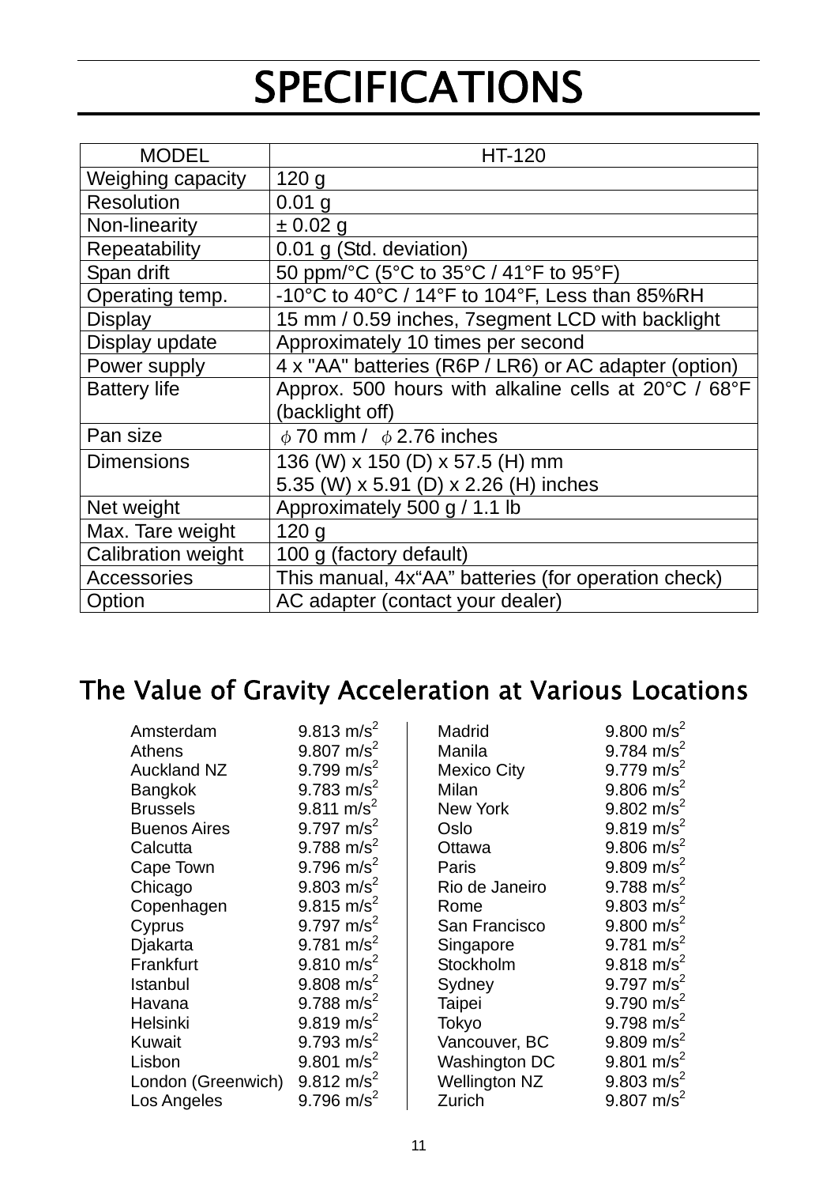# SPECIFICATIONS

| MODEL | HT-120 |
|---|---|
| Weighing capacity | 120 g |
| Resolution | 0.01 g |
| Non-linearity | ± 0.02 g |
| Repeatability | 0.01 g (Std. deviation) |
| Span drift | 50 ppm/°C (5°C to 35°C / 41°F to 95°F) |
| Operating temp. | -10°C to 40°C / 14°F to 104°F, Less than 85%RH |
| Display | 15 mm / 0.59 inches, 7segment LCD with backlight |
| Display update | Approximately 10 times per second |
| Power supply | 4 x "AA" batteries (R6P / LR6) or AC adapter (option) |
| Battery life | Approx. 500 hours with alkaline cells at 20°C / 68°F (backlight off) |
| Pan size | ϕ 70 mm / ϕ 2.76 inches |
| Dimensions | 136 (W) x 150 (D) x 57.5 (H) mm<br>5.35 (W) x 5.91 (D) x 2.26 (H) inches |
| Net weight | Approximately 500 g / 1.1 lb |
| Max. Tare weight | 120 g |
| Calibration weight | 100 g (factory default) |
| Accessories | This manual, 4x"AA" batteries (for operation check) |
| Option | AC adapter (contact your dealer) |

## The Value of Gravity Acceleration at Various Locations

| Location | Value | Location | Value |
|---|---|---|---|
| Amsterdam | 9.813 $m/s^2$ | Madrid | 9.800 $m/s^2$ |
| Athens | 9.807 $m/s^2$ | Manila | 9.784 $m/s^2$ |
| Auckland NZ | 9.799 $m/s^2$ | Mexico City | 9.779 $m/s^2$ |
| Bangkok | 9.783 $m/s^2$ | Milan | 9.806 $m/s^2$ |
| Brussels | 9.811 $m/s^2$ | New York | 9.802 $m/s^2$ |
| Buenos Aires | 9.797 $m/s^2$ | Oslo | 9.819 $m/s^2$ |
| Calcutta | 9.788 $m/s^2$ | Ottawa | 9.806 $m/s^2$ |
| Cape Town | 9.796 $m/s^2$ | Paris | 9.809 $m/s^2$ |
| Chicago | 9.803 $m/s^2$ | Rio de Janeiro | 9.788 $m/s^2$ |
| Copenhagen | 9.815 $m/s^2$ | Rome | 9.803 $m/s^2$ |
| Cyprus | 9.797 $m/s^2$ | San Francisco | 9.800 $m/s^2$ |
| Djakarta | 9.781 $m/s^2$ | Singapore | 9.781 $m/s^2$ |
| Frankfurt | 9.810 $m/s^2$ | Stockholm | 9.818 $m/s^2$ |
| Istanbul | 9.808 $m/s^2$ | Sydney | 9.797 $m/s^2$ |
| Havana | 9.788 $m/s^2$ | Taipei | 9.790 $m/s^2$ |
| Helsinki | 9.819 $m/s^2$ | Tokyo | 9.798 $m/s^2$ |
| Kuwait | 9.793 $m/s^2$ | Vancouver, BC | 9.809 $m/s^2$ |
| Lisbon | 9.801 $m/s^2$ | Washington DC | 9.801 $m/s^2$ |
| London (Greenwich) | 9.812 $m/s^2$ | Wellington NZ | 9.803 $m/s^2$ |
| Los Angeles | 9.796 $m/s^2$ | Zurich | 9.807 $m/s^2$ |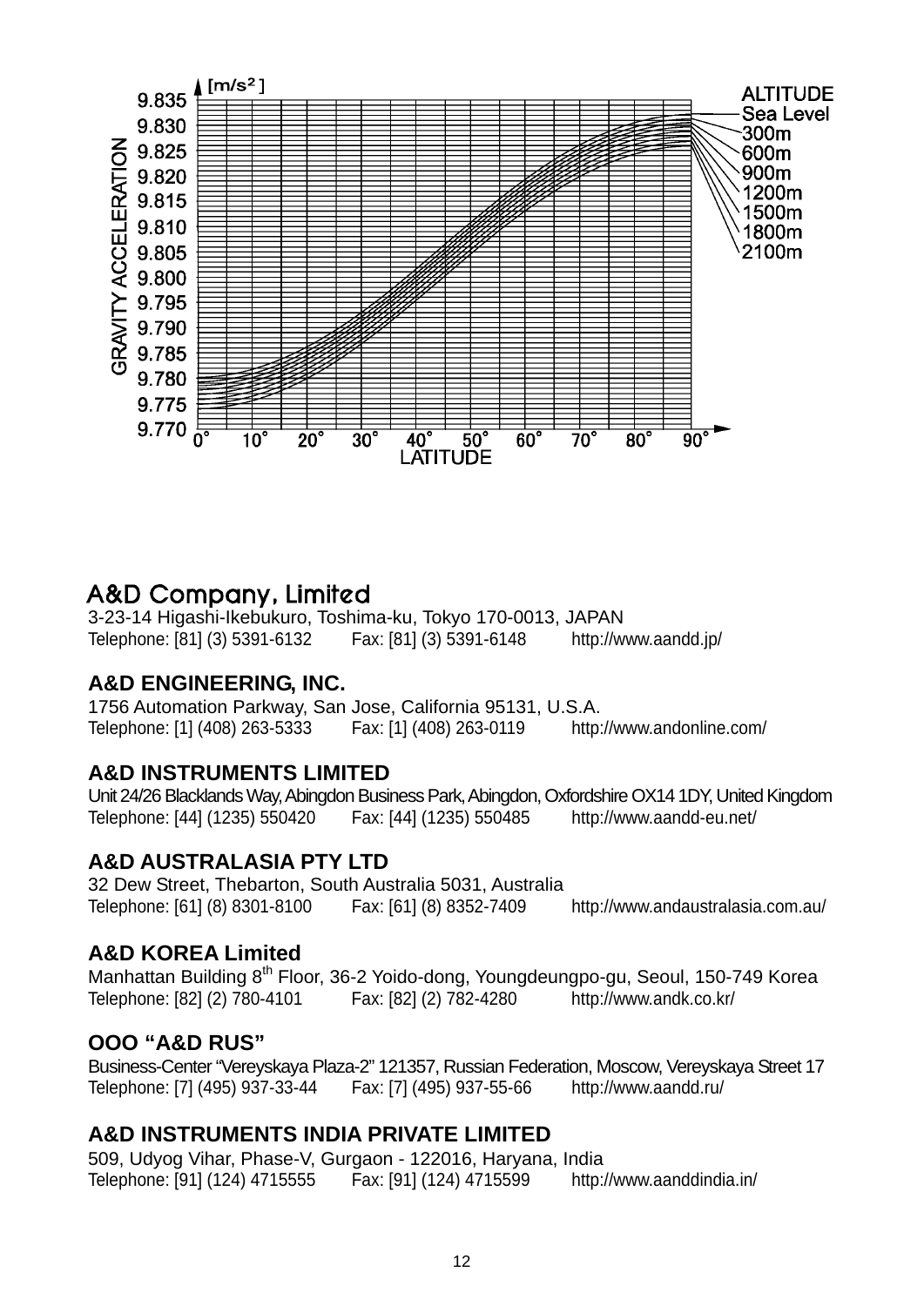[m/s²]

9.835
9.830
9.825
9.820
9.815
9.810
9.805
9.800
9.795
9.790
9.785
9.780
9.775
9.770

GRAVITY ACCELERATION

0° 10° 20° 30° 40° 50° 60° 70° 80° 90°

LATITUDE

ALTITUDE
Sea Level
300m
600m
900m
1200m
1500m
1800m
2100m

## A&D Company, Limited

3-23-14 Higashi-Ikebukuro, Toshima-ku, Tokyo 170-0013, JAPAN
Telephone: [81] (3) 5391-6132 Fax: [81] (3) 5391-6148 http://www.aandd.jp/

### A&D ENGINEERING, INC.

1756 Automation Parkway, San Jose, California 95131, U.S.A.
Telephone: [1] (408) 263-5333 Fax: [1] (408) 263-0119 http://www.andonline.com/

### A&D INSTRUMENTS LIMITED

Unit 24/26 Blacklands Way, Abingdon Business Park, Abingdon, Oxfordshire OX14 1DY, United Kingdom
Telephone: [44] (1235) 550420 Fax: [44] (1235) 550485 http://www.aandd-eu.net/

### A&D AUSTRALASIA PTY LTD

32 Dew Street, Thebarton, South Australia 5031, Australia
Telephone: [61] (8) 8301-8100 Fax: [61] (8) 8352-7409 http://www.andaustralasia.com.au/

### A&D KOREA Limited

Manhattan Building 8th Floor, 36-2 Yoido-dong, Youngdeungpo-gu, Seoul, 150-749 Korea
Telephone: [82] (2) 780-4101 Fax: [82] (2) 782-4280 http://www.andk.co.kr/

### OOO "A&D RUS"

Business-Center "Vereyskaya Plaza-2" 121357, Russian Federation, Moscow, Vereyskaya Street 17
Telephone: [7] (495) 937-33-44 Fax: [7] (495) 937-55-66 http://www.aandd.ru/

### A&D INSTRUMENTS INDIA PRIVATE LIMITED

509, Udyog Vihar, Phase-V, Gurgaon - 122016, Haryana, India
Telephone: [91] (124) 4715555 Fax: [91] (124) 4715599 http://www.aanddindia.in/